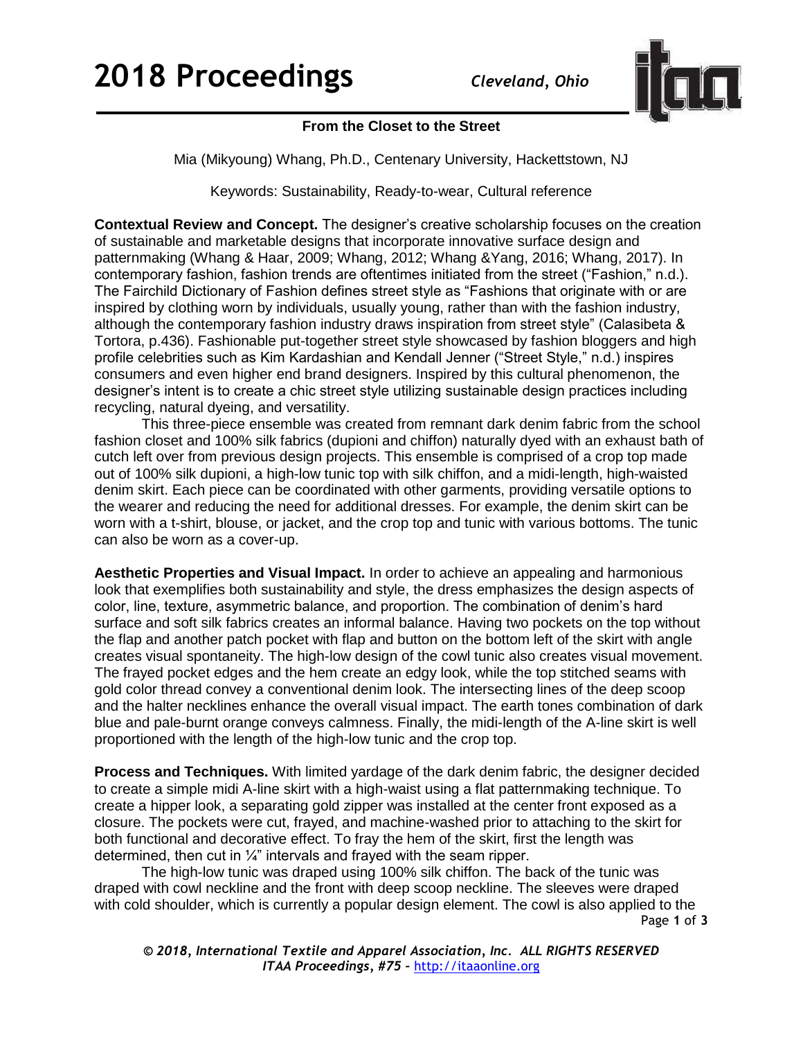# From the Closet to the Street

Mia (Mikyoung) Whang, Ph.D., Centenary University, Hackettstown, NJ

Keywords: Sustainability, Ready-to-wear, Cultural reference

**Contextual Review and Concept.** The designer's creative scholarship focuses on the creation of sustainable and marketable designs that incorporate innovative surface design and patternmaking (Whang & Haar, 2009; Whang, 2012; Whang &Yang, 2016; Whang, 2017). In contemporary fashion, fashion trends are oftentimes initiated from the street ("Fashion," n.d.). The Fairchild Dictionary of Fashion defines street style as "Fashions that originate with or are inspired by clothing worn by individuals, usually young, rather than with the fashion industry, although the contemporary fashion industry draws inspiration from street style" (Calasibeta & Tortora, p.436). Fashionable put-together street style showcased by fashion bloggers and high profile celebrities such as Kim Kardashian and Kendall Jenner ("Street Style," n.d.) inspires consumers and even higher end brand designers. Inspired by this cultural phenomenon, the designer's intent is to create a chic street style utilizing sustainable design practices including recycling, natural dyeing, and versatility.

This three-piece ensemble was created from remnant dark denim fabric from the school fashion closet and 100% silk fabrics (dupioni and chiffon) naturally dyed with an exhaust bath of cutch left over from previous design projects. This ensemble is comprised of a crop top made out of 100% silk dupioni, a high-low tunic top with silk chiffon, and a midi-length, high-waisted denim skirt. Each piece can be coordinated with other garments, providing versatile options to the wearer and reducing the need for additional dresses. For example, the denim skirt can be worn with a t-shirt, blouse, or jacket, and the crop top and tunic with various bottoms. The tunic can also be worn as a cover-up.

**Aesthetic Properties and Visual Impact.** In order to achieve an appealing and harmonious look that exemplifies both sustainability and style, the dress emphasizes the design aspects of color, line, texture, asymmetric balance, and proportion. The combination of denim's hard surface and soft silk fabrics creates an informal balance. Having two pockets on the top without the flap and another patch pocket with flap and button on the bottom left of the skirt with angle creates visual spontaneity. The high-low design of the cowl tunic also creates visual movement. The frayed pocket edges and the hem create an edgy look, while the top stitched seams with gold color thread convey a conventional denim look. The intersecting lines of the deep scoop and the halter necklines enhance the overall visual impact. The earth tones combination of dark blue and pale-burnt orange conveys calmness. Finally, the midi-length of the A-line skirt is well proportioned with the length of the high-low tunic and the crop top.

**Process and Techniques.** With limited yardage of the dark denim fabric, the designer decided to create a simple midi A-line skirt with a high-waist using a flat patternmaking technique. To create a hipper look, a separating gold zipper was installed at the center front exposed as a closure. The pockets were cut, frayed, and machine-washed prior to attaching to the skirt for both functional and decorative effect. To fray the hem of the skirt, first the length was determined, then cut in ¼" intervals and frayed with the seam ripper.

The high-low tunic was draped using 100% silk chiffon. The back of the tunic was draped with cowl neckline and the front with deep scoop neckline. The sleeves were draped with cold shoulder, which is currently a popular design element. The cowl is also applied to the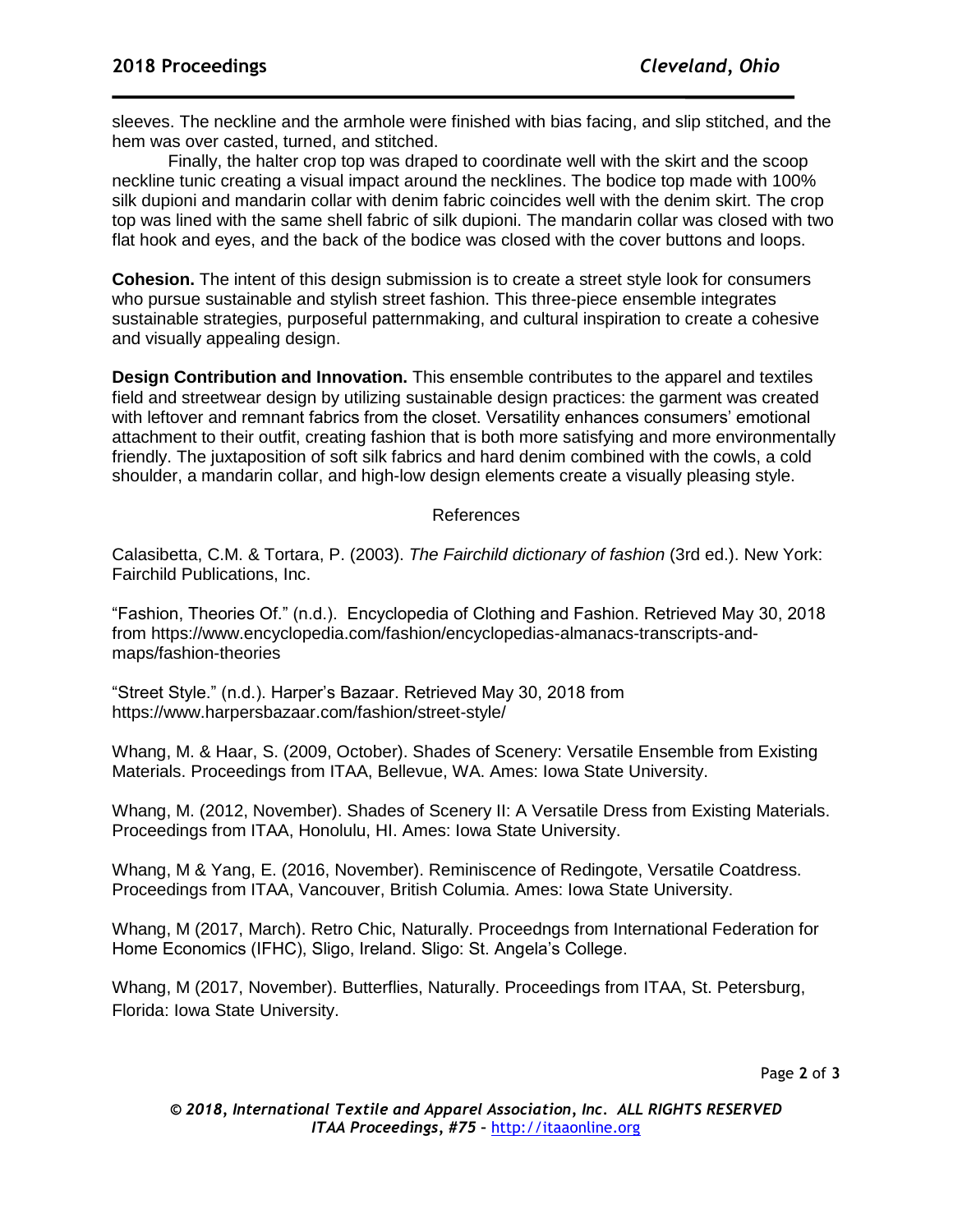sleeves. The neckline and the armhole were finished with bias facing, and slip stitched, and the hem was over casted, turned, and stitched.

Finally, the halter crop top was draped to coordinate well with the skirt and the scoop neckline tunic creating a visual impact around the necklines. The bodice top made with 100% silk dupioni and mandarin collar with denim fabric coincides well with the denim skirt. The crop top was lined with the same shell fabric of silk dupioni. The mandarin collar was closed with two flat hook and eyes, and the back of the bodice was closed with the cover buttons and loops.

**Cohesion.** The intent of this design submission is to create a street style look for consumers who pursue sustainable and stylish street fashion. This three-piece ensemble integrates sustainable strategies, purposeful patternmaking, and cultural inspiration to create a cohesive and visually appealing design.

**Design Contribution and Innovation.** This ensemble contributes to the apparel and textiles field and streetwear design by utilizing sustainable design practices: the garment was created with leftover and remnant fabrics from the closet. Versatility enhances consumers' emotional attachment to their outfit, creating fashion that is both more satisfying and more environmentally friendly. The juxtaposition of soft silk fabrics and hard denim combined with the cowls, a cold shoulder, a mandarin collar, and high-low design elements create a visually pleasing style.

References

Calasibetta, C.M. & Tortara, P. (2003). *The Fairchild dictionary of fashion* (3rd ed.). New York: Fairchild Publications, Inc.

"Fashion, Theories Of." (n.d.). Encyclopedia of Clothing and Fashion. Retrieved May 30, 2018 from https://www.encyclopedia.com/fashion/encyclopedias-almanacs-transcripts-and-maps/fashion-theories

"Street Style." (n.d.). Harper's Bazaar. Retrieved May 30, 2018 from https://www.harpersbazaar.com/fashion/street-style/

Whang, M. & Haar, S. (2009, October). Shades of Scenery: Versatile Ensemble from Existing Materials. Proceedings from ITAA, Bellevue, WA. Ames: Iowa State University.

Whang, M. (2012, November). Shades of Scenery II: A Versatile Dress from Existing Materials. Proceedings from ITAA, Honolulu, HI. Ames: Iowa State University.

Whang, M & Yang, E. (2016, November). Reminiscence of Redingote, Versatile Coatdress. Proceedings from ITAA, Vancouver, British Columia. Ames: Iowa State University.

Whang, M (2017, March). Retro Chic, Naturally. Proceedngs from International Federation for Home Economics (IFHC), Sligo, Ireland. Sligo: St. Angela's College.

Whang, M (2017, November). Butterflies, Naturally. Proceedings from ITAA, St. Petersburg, Florida: Iowa State University.